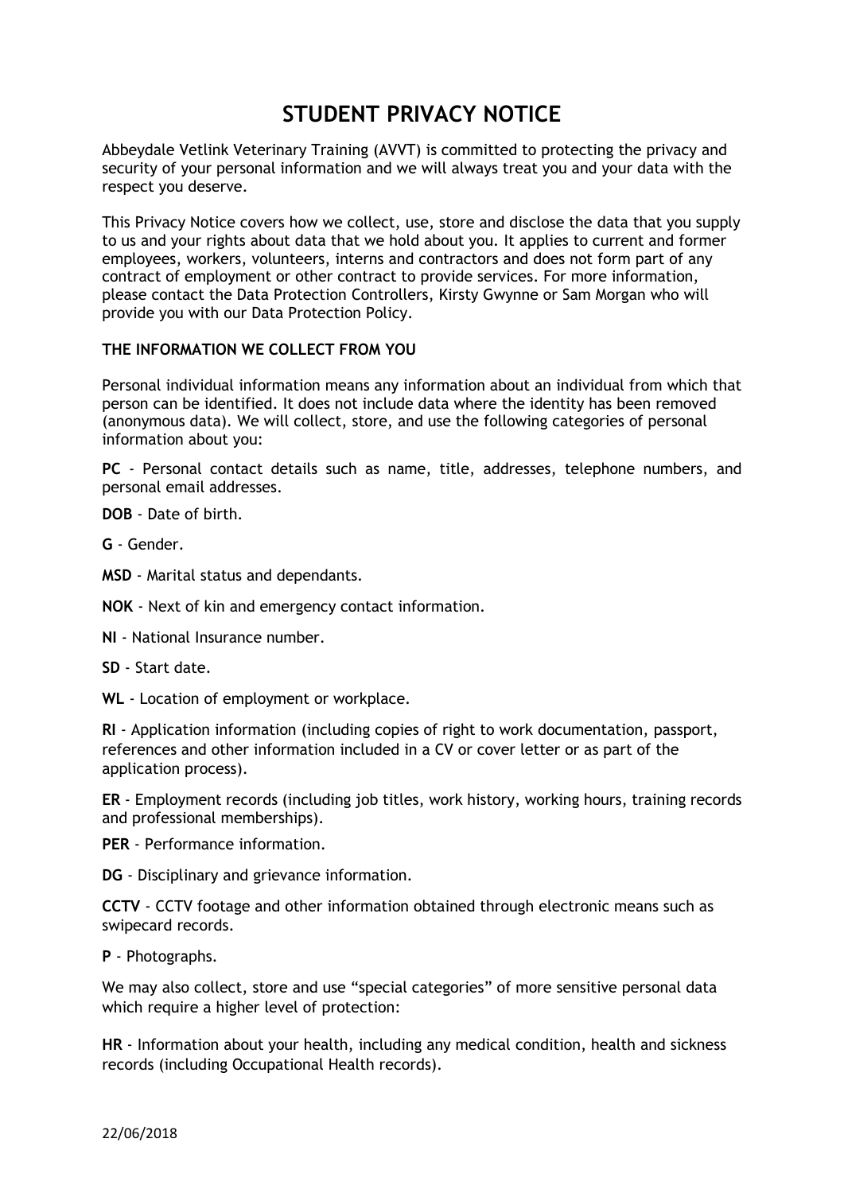# STUDENT PRIVACY NOTICE

Abbeydale Vetlink Veterinary Training (AVVT) is committed to protecting the privacy and security of your personal information and we will always treat you and your data with the respect you deserve.

This Privacy Notice covers how we collect, use, store and disclose the data that you supply to us and your rights about data that we hold about you. It applies to current and former employees, workers, volunteers, interns and contractors and does not form part of any contract of employment or other contract to provide services. For more information, please contact the Data Protection Controllers, Kirsty Gwynne or Sam Morgan who will provide you with our Data Protection Policy.

**THE INFORMATION WE COLLECT FROM YOU**

Personal individual information means any information about an individual from which that person can be identified. It does not include data where the identity has been removed (anonymous data). We will collect, store, and use the following categories of personal information about you:

**PC** - Personal contact details such as name, title, addresses, telephone numbers, and personal email addresses.

**DOB** - Date of birth.

**G** - Gender.

**MSD** - Marital status and dependants.

**NOK** - Next of kin and emergency contact information.

**NI** - National Insurance number.

**SD** - Start date.

**WL** - Location of employment or workplace.

**RI** - Application information (including copies of right to work documentation, passport, references and other information included in a CV or cover letter or as part of the application process).

**ER** - Employment records (including job titles, work history, working hours, training records and professional memberships).

**PER** - Performance information.

**DG** - Disciplinary and grievance information.

**CCTV** - CCTV footage and other information obtained through electronic means such as swipecard records.

**P** - Photographs.

We may also collect, store and use "special categories" of more sensitive personal data which require a higher level of protection:

**HR** - Information about your health, including any medical condition, health and sickness records (including Occupational Health records).

22/06/2018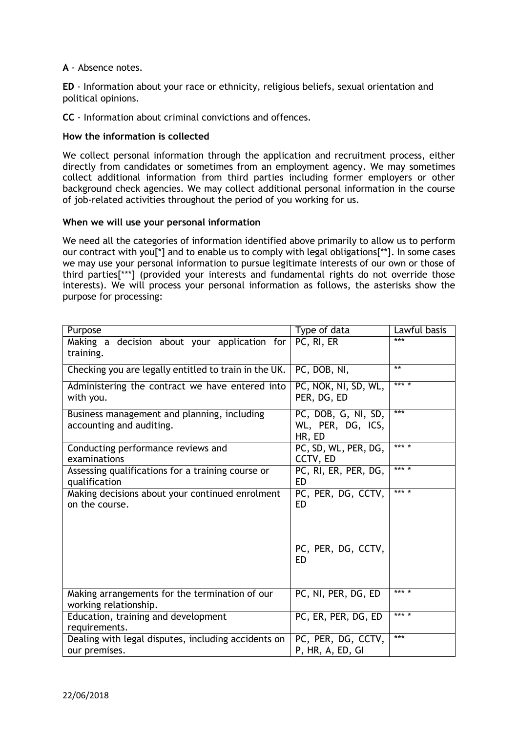**A** - Absence notes.

**ED** - Information about your race or ethnicity, religious beliefs, sexual orientation and political opinions.

**CC** - Information about criminal convictions and offences.

**How the information is collected**

We collect personal information through the application and recruitment process, either directly from candidates or sometimes from an employment agency. We may sometimes collect additional information from third parties including former employers or other background check agencies. We may collect additional personal information in the course of job-related activities throughout the period of you working for us.

**When we will use your personal information**

We need all the categories of information identified above primarily to allow us to perform our contract with you[*] and to enable us to comply with legal obligations[**]. In some cases we may use your personal information to pursue legitimate interests of our own or those of third parties[***] (provided your interests and fundamental rights do not override those interests). We will process your personal information as follows, the asterisks show the purpose for processing:

| Purpose | Type of data | Lawful basis |
| --- | --- | --- |
| Making a decision about your application for training. | PC, RI, ER | *** |
| Checking you are legally entitled to train in the UK. | PC, DOB, NI, | ** |
| Administering the contract we have entered into with you. | PC, NOK, NI, SD, WL, PER, DG, ED | *** * |
| Business management and planning, including accounting and auditing. | PC, DOB, G, NI, SD, WL, PER, DG, ICS, HR, ED | *** |
| Conducting performance reviews and examinations | PC, SD, WL, PER, DG, CCTV, ED | *** * |
| Assessing qualifications for a training course or qualification | PC, RI, ER, PER, DG, ED | *** * |
| Making decisions about your continued enrolment on the course. | PC, PER, DG, CCTV, ED<br><br>PC, PER, DG, CCTV, ED | *** * |
| Making arrangements for the termination of our working relationship. | PC, NI, PER, DG, ED | *** * |
| Education, training and development requirements. | PC, ER, PER, DG, ED | *** * |
| Dealing with legal disputes, including accidents on our premises. | PC, PER, DG, CCTV, P, HR, A, ED, GI | *** |

22/06/2018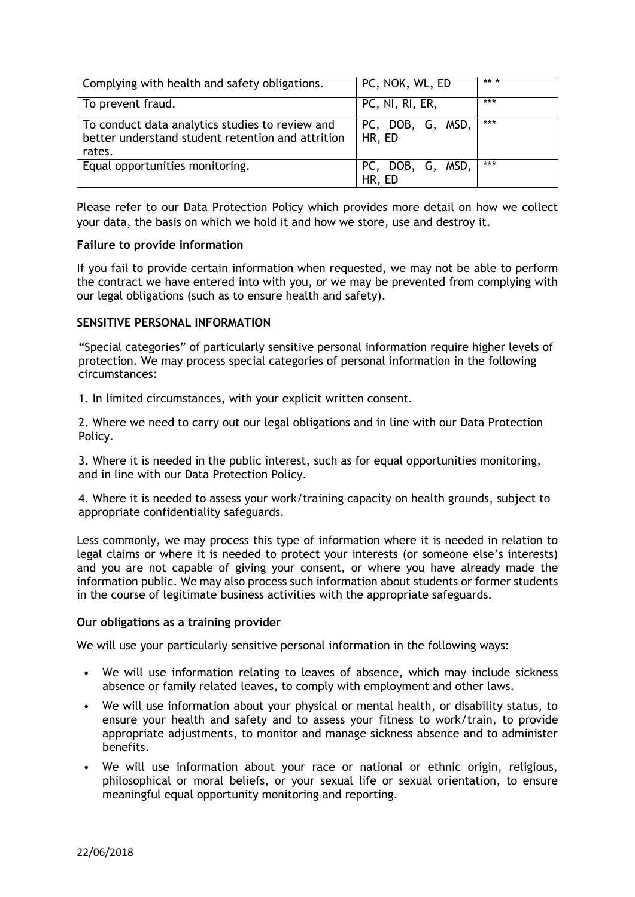| Complying with health and safety obligations. | PC, NOK, WL, ED | ** * |
|---|---|---|
| To prevent fraud. | PC, NI, RI, ER, | *** |
| To conduct data analytics studies to review and better understand student retention and attrition rates. | PC, DOB, G, MSD, HR, ED | *** |
| Equal opportunities monitoring. | PC, DOB, G, MSD, HR, ED | *** |

Please refer to our Data Protection Policy which provides more detail on how we collect your data, the basis on which we hold it and how we store, use and destroy it.

**Failure to provide information**

If you fail to provide certain information when requested, we may not be able to perform the contract we have entered into with you, or we may be prevented from complying with our legal obligations (such as to ensure health and safety).

**SENSITIVE PERSONAL INFORMATION**

"Special categories" of particularly sensitive personal information require higher levels of protection. We may process special categories of personal information in the following circumstances:

1. In limited circumstances, with your explicit written consent.

2. Where we need to carry out our legal obligations and in line with our Data Protection Policy.

3. Where it is needed in the public interest, such as for equal opportunities monitoring, and in line with our Data Protection Policy.

4. Where it is needed to assess your work/training capacity on health grounds, subject to appropriate confidentiality safeguards.

Less commonly, we may process this type of information where it is needed in relation to legal claims or where it is needed to protect your interests (or someone else's interests) and you are not capable of giving your consent, or where you have already made the information public. We may also process such information about students or former students in the course of legitimate business activities with the appropriate safeguards.

**Our obligations as a training provider**

We will use your particularly sensitive personal information in the following ways:

- We will use information relating to leaves of absence, which may include sickness absence or family related leaves, to comply with employment and other laws.
- We will use information about your physical or mental health, or disability status, to ensure your health and safety and to assess your fitness to work/train, to provide appropriate adjustments, to monitor and manage sickness absence and to administer benefits.
- We will use information about your race or national or ethnic origin, religious, philosophical or moral beliefs, or your sexual life or sexual orientation, to ensure meaningful equal opportunity monitoring and reporting.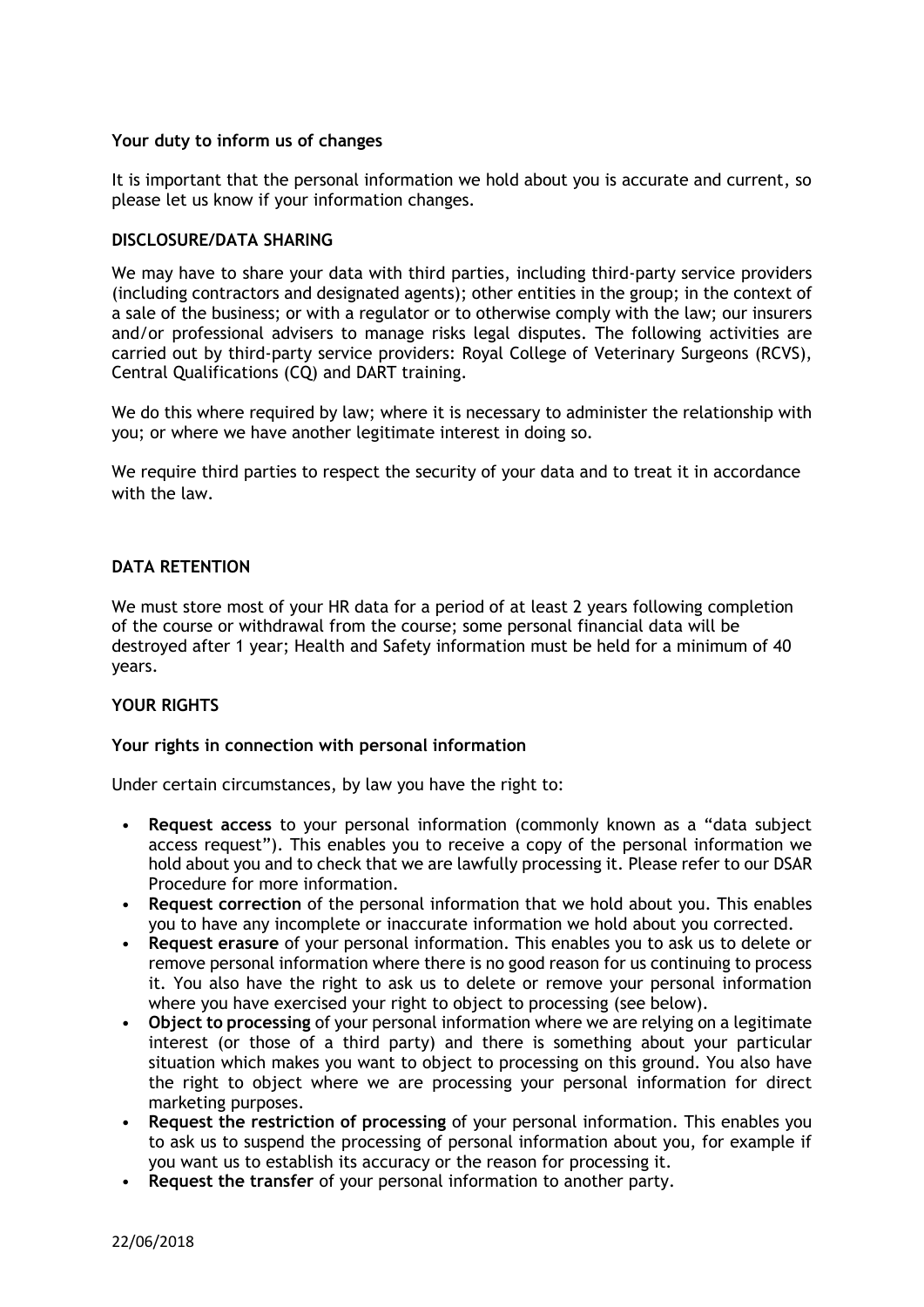**Your duty to inform us of changes**

It is important that the personal information we hold about you is accurate and current, so please let us know if your information changes.

## DISCLOSURE/DATA SHARING

We may have to share your data with third parties, including third-party service providers (including contractors and designated agents); other entities in the group; in the context of a sale of the business; or with a regulator or to otherwise comply with the law; our insurers and/or professional advisers to manage risks legal disputes. The following activities are carried out by third-party service providers: Royal College of Veterinary Surgeons (RCVS), Central Qualifications (CQ) and DART training.

We do this where required by law; where it is necessary to administer the relationship with you; or where we have another legitimate interest in doing so.

We require third parties to respect the security of your data and to treat it in accordance with the law.

## DATA RETENTION

We must store most of your HR data for a period of at least 2 years following completion of the course or withdrawal from the course; some personal financial data will be destroyed after 1 year; Health and Safety information must be held for a minimum of 40 years.

## YOUR RIGHTS

**Your rights in connection with personal information**

Under certain circumstances, by law you have the right to:

- **Request access** to your personal information (commonly known as a "data subject access request"). This enables you to receive a copy of the personal information we hold about you and to check that we are lawfully processing it. Please refer to our DSAR Procedure for more information.
- **Request correction** of the personal information that we hold about you. This enables you to have any incomplete or inaccurate information we hold about you corrected.
- **Request erasure** of your personal information. This enables you to ask us to delete or remove personal information where there is no good reason for us continuing to process it. You also have the right to ask us to delete or remove your personal information where you have exercised your right to object to processing (see below).
- **Object to processing** of your personal information where we are relying on a legitimate interest (or those of a third party) and there is something about your particular situation which makes you want to object to processing on this ground. You also have the right to object where we are processing your personal information for direct marketing purposes.
- **Request the restriction of processing** of your personal information. This enables you to ask us to suspend the processing of personal information about you, for example if you want us to establish its accuracy or the reason for processing it.
- **Request the transfer** of your personal information to another party.

22/06/2018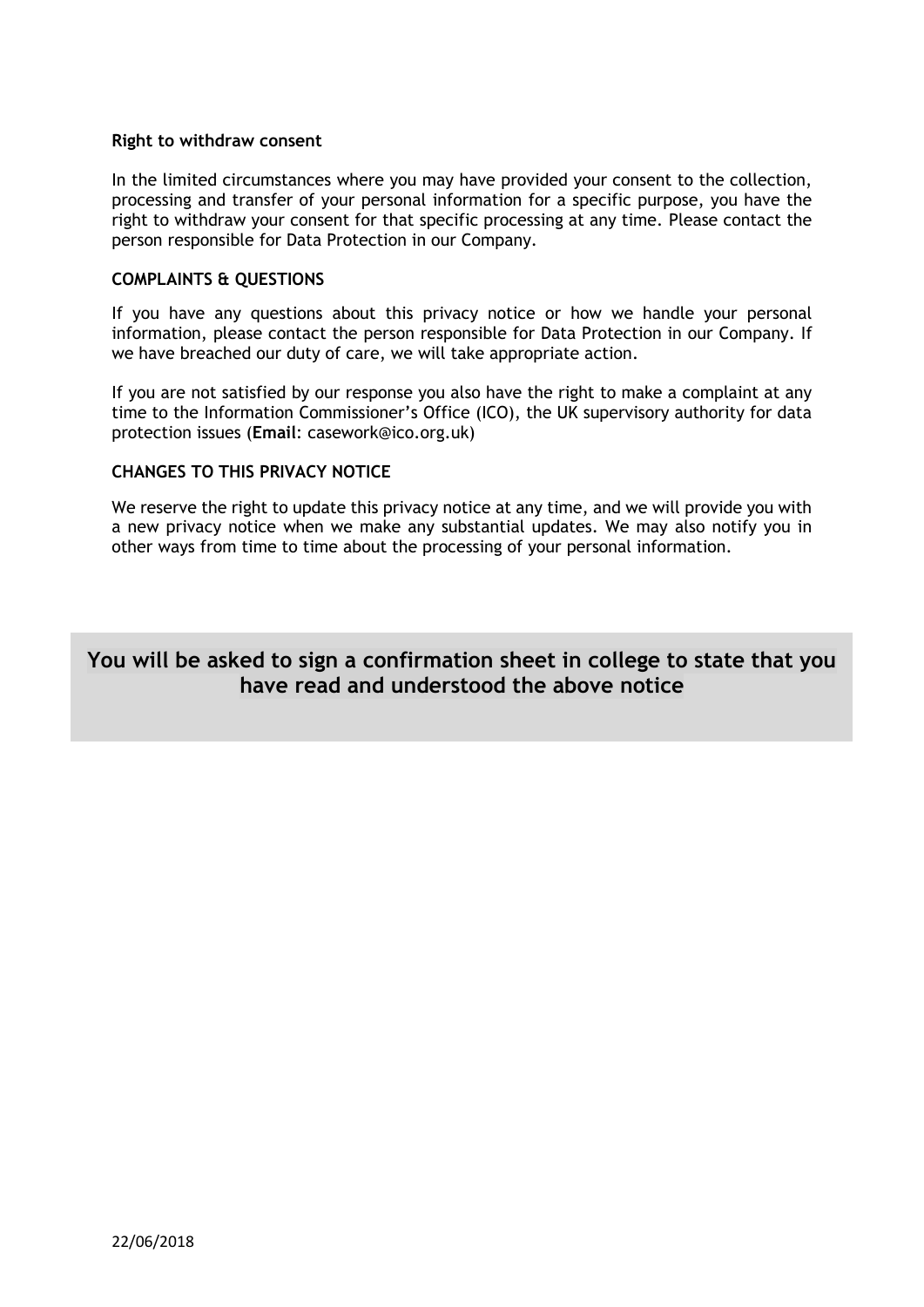**Right to withdraw consent**

In the limited circumstances where you may have provided your consent to the collection, processing and transfer of your personal information for a specific purpose, you have the right to withdraw your consent for that specific processing at any time. Please contact the person responsible for Data Protection in our Company.

**COMPLAINTS & QUESTIONS**

If you have any questions about this privacy notice or how we handle your personal information, please contact the person responsible for Data Protection in our Company. If we have breached our duty of care, we will take appropriate action.

If you are not satisfied by our response you also have the right to make a complaint at any time to the Information Commissioner's Office (ICO), the UK supervisory authority for data protection issues (**Email**: casework@ico.org.uk)

**CHANGES TO THIS PRIVACY NOTICE**

We reserve the right to update this privacy notice at any time, and we will provide you with a new privacy notice when we make any substantial updates. We may also notify you in other ways from time to time about the processing of your personal information.

**You will be asked to sign a confirmation sheet in college to state that you have read and understood the above notice**

22/06/2018